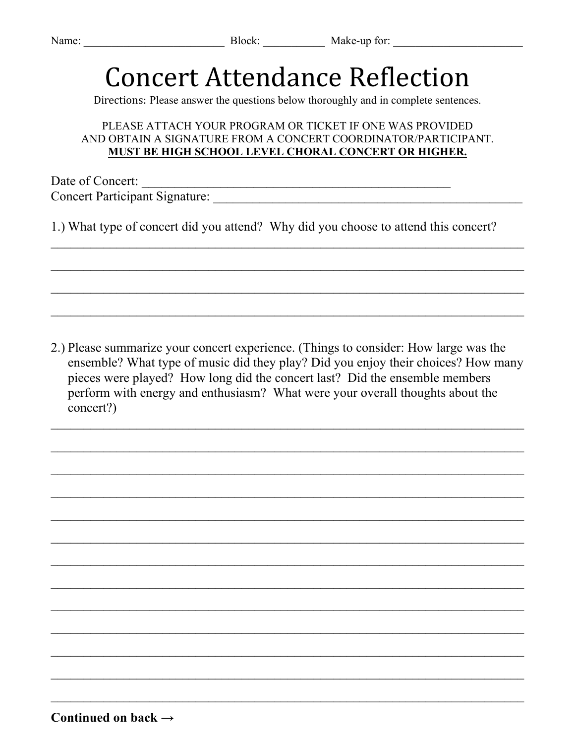Name: ________________________ Block: __________ Make-up for: ______________________

# Concert Attendance Reflection

Directions: Please answer the questions below thoroughly and in complete sentences.

PLEASE ATTACH YOUR PROGRAM OR TICKET IF ONE WAS PROVIDED
AND OBTAIN A SIGNATURE FROM A CONCERT COORDINATOR/PARTICIPANT.
**MUST BE HIGH SCHOOL LEVEL CHORAL CONCERT OR HIGHER.**

Date of Concert: _______________________________________________
Concert Participant Signature: ____________________________________________

1.) What type of concert did you attend? Why did you choose to attend this concert?

______________________________________________________________________________

______________________________________________________________________________

______________________________________________________________________________

______________________________________________________________________________

2.) Please summarize your concert experience. (Things to consider: How large was the ensemble? What type of music did they play? Did you enjoy their choices? How many pieces were played? How long did the concert last? Did the ensemble members perform with energy and enthusiasm? What were your overall thoughts about the concert?)

______________________________________________________________________________

______________________________________________________________________________

______________________________________________________________________________

______________________________________________________________________________

______________________________________________________________________________

______________________________________________________________________________

______________________________________________________________________________

______________________________________________________________________________

______________________________________________________________________________

______________________________________________________________________________

______________________________________________________________________________

______________________________________________________________________________

______________________________________________________________________________

**Continued on back →**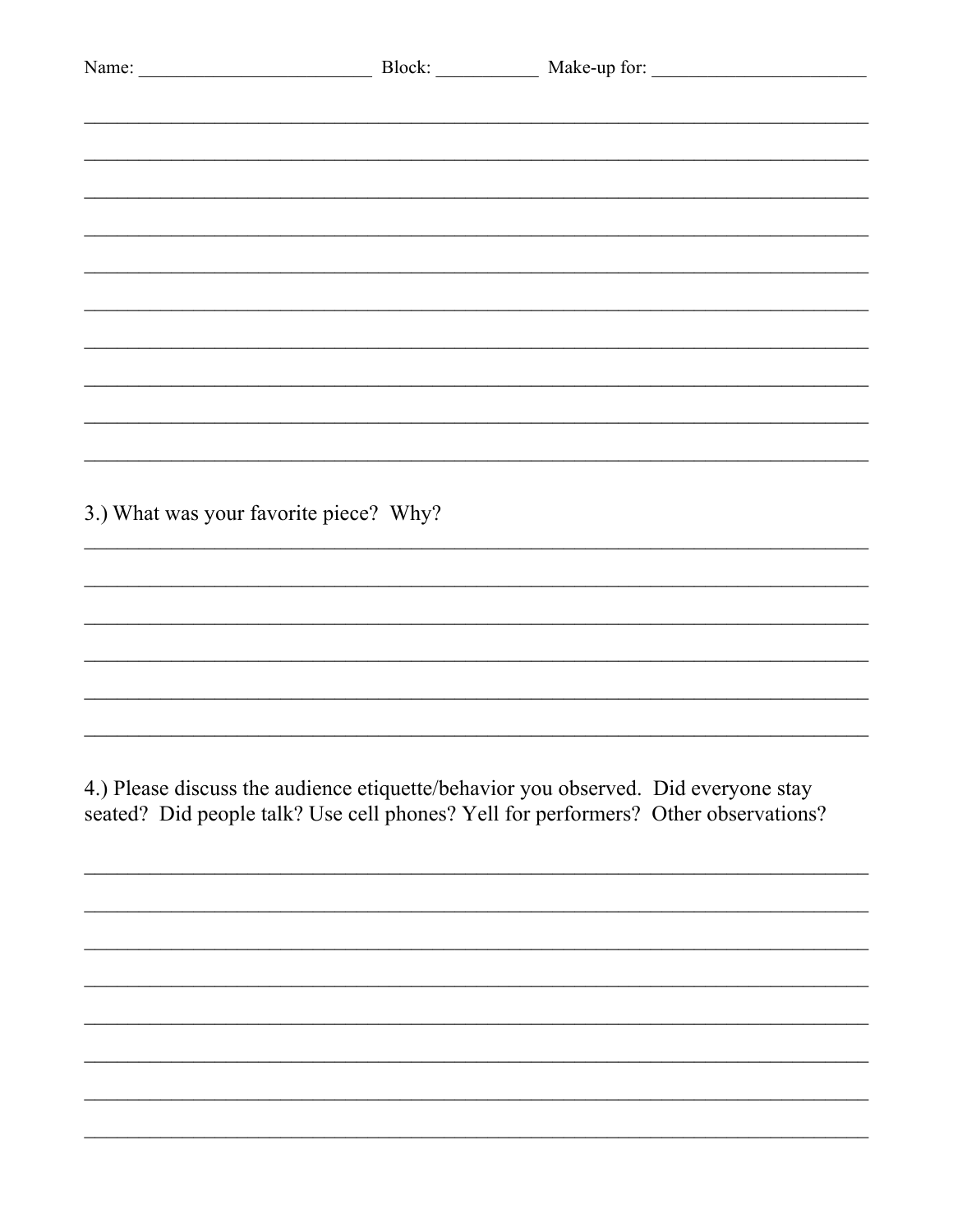Name: ________________________ Block: __________ Make-up for: ______________________

3.) What was your favorite piece? Why?

4.) Please discuss the audience etiquette/behavior you observed. Did everyone stay seated? Did people talk? Use cell phones? Yell for performers? Other observations?